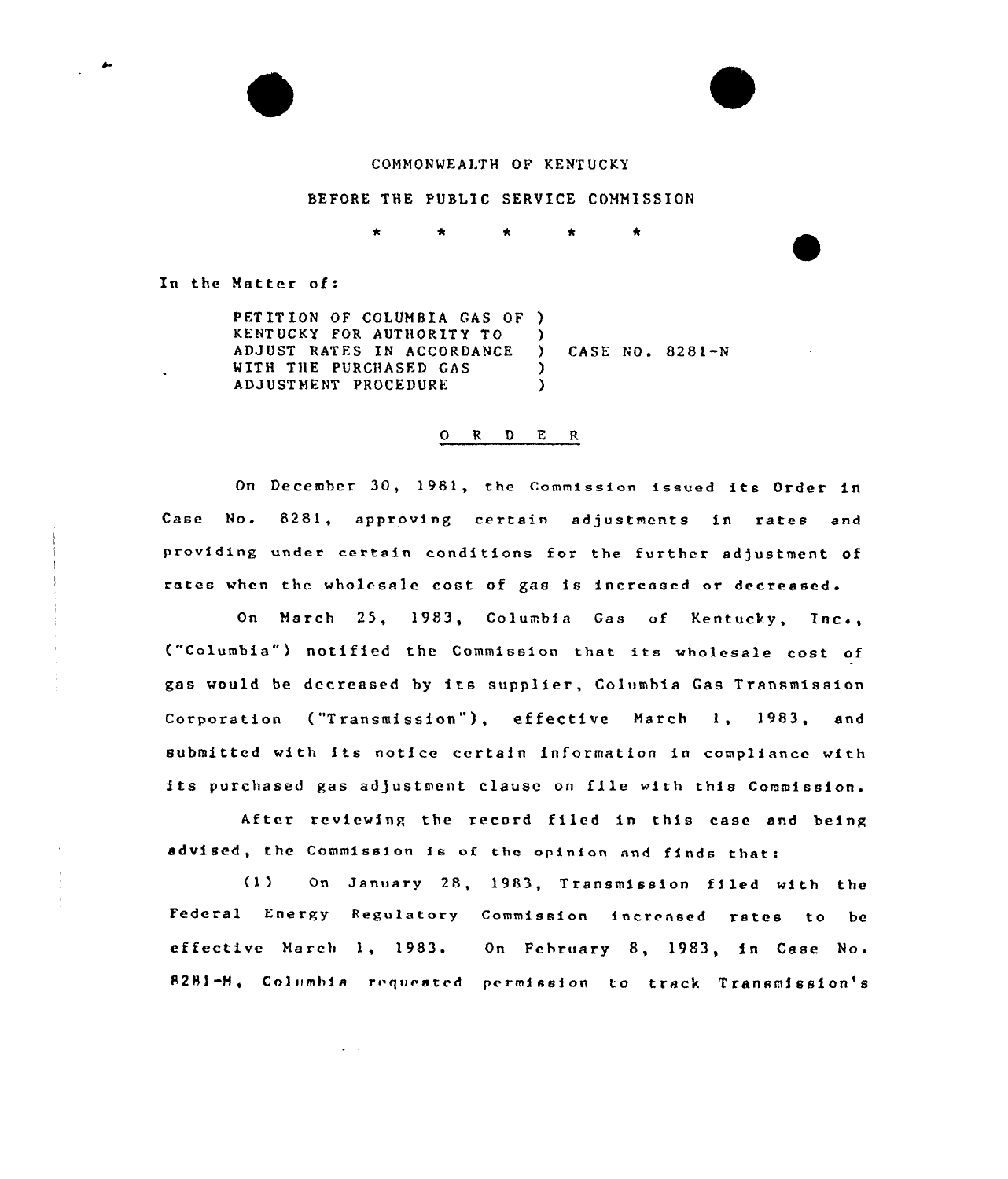COMMONWEALTH OF KENTUCKY

BEFORE THE PUBLIC SERVICE COMMISSION

\* \* \* \* \*

In the Matter of:

```
PETITION OF COLUMBIA GAS OF )
KENTUCKY FOR AUTHORITY TO   )
ADJUST RATES IN ACCORDANCE  )  CASE NO. 8281-N
WITH THE PURCHASED GAS      )
ADJUSTMENT PROCEDURE        )
```

O R D E R

On December 30, 1981, the Commission issued its Order in Case No. 8281, approving certain adjustments in rates and providing under certain conditions for the further adjustment of rates when the wholesale cost of gas is increased or decreased.

On March 25, 1983, Columbia Gas of Kentucky, Inc., ("Columbia") notified the Commission that its wholesale cost of gas would be decreased by its supplier, Columbia Gas Transmission Corporation ("Transmission"), effective March 1, 1983, and submitted with its notice certain information in compliance with its purchased gas adjustment clause on file with this Commission.

After reviewing the record filed in this case and being advised, the Commission is of the opinion and finds that:

(1) On January 28, 1983, Transmission filed with the Federal Energy Regulatory Commission increased rates to be effective March 1, 1983. On February 8, 1983, in Case No. 8281-M, Columbia requested permission to track Transmission's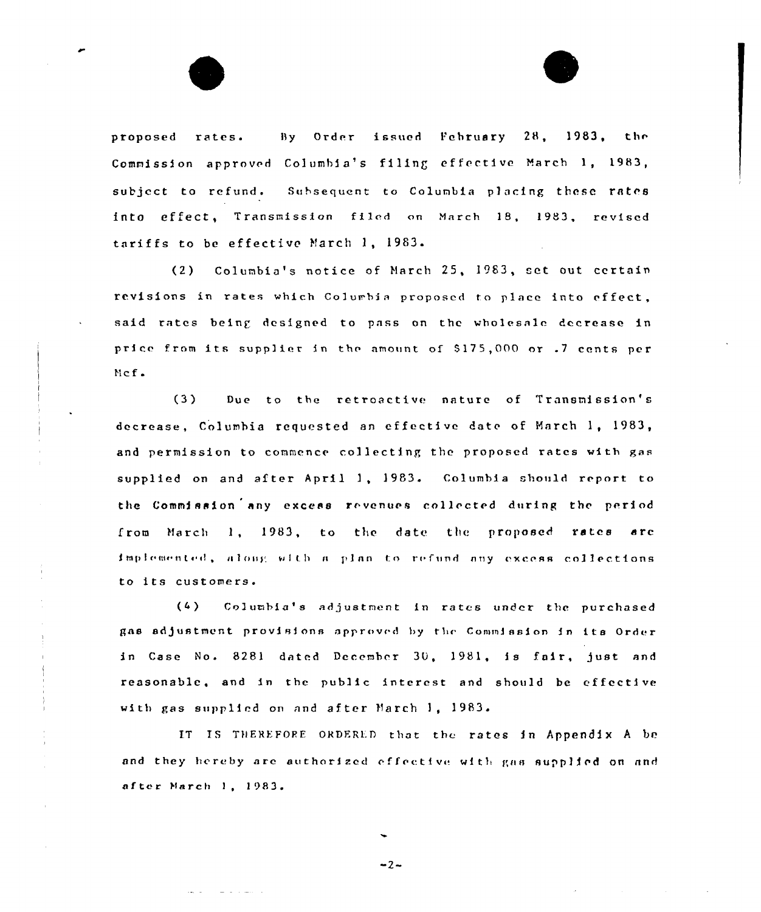proposed rates. By Order issued February 28, 1983, the Commission approved Columbia's filing effective March 1, 1983, subject to refund. Subsequent to Columbia placing these rates into effect, Transmission filed on March 18, 1983, revised tariffs to be effective March 1, 1983.

(2) Columbia's notice of March 25, 1983, set out certain revisions in rates which Columbia proposed to place into effect, said rates being designed to pass on the wholesale decrease in price from its supplier in the amount of $175,000 or .7 cents per Mcf.

(3) Due to the retroactive nature of Transmission's decrease, Columbia requested an effective date of March 1, 1983, and permission to commence collecting the proposed rates with gas supplied on and after April 1, 1983. Columbia should report to the Commission any excess revenues collected during the period from March 1, 1983, to the date the proposed rates are implemented, along with a plan to refund any excess collections to its customers.

(4) Columbia's adjustment in rates under the purchased gas adjustment provisions approved by the Commission in its Order in Case No. 8281 dated December 30, 1981, is fair, just and reasonable, and in the public interest and should be effective with gas supplied on and after March 1, 1983.

IT IS THEREFORE ORDERED that the rates in Appendix A be and they hereby are authorized effective with gas supplied on and after March 1, 1983.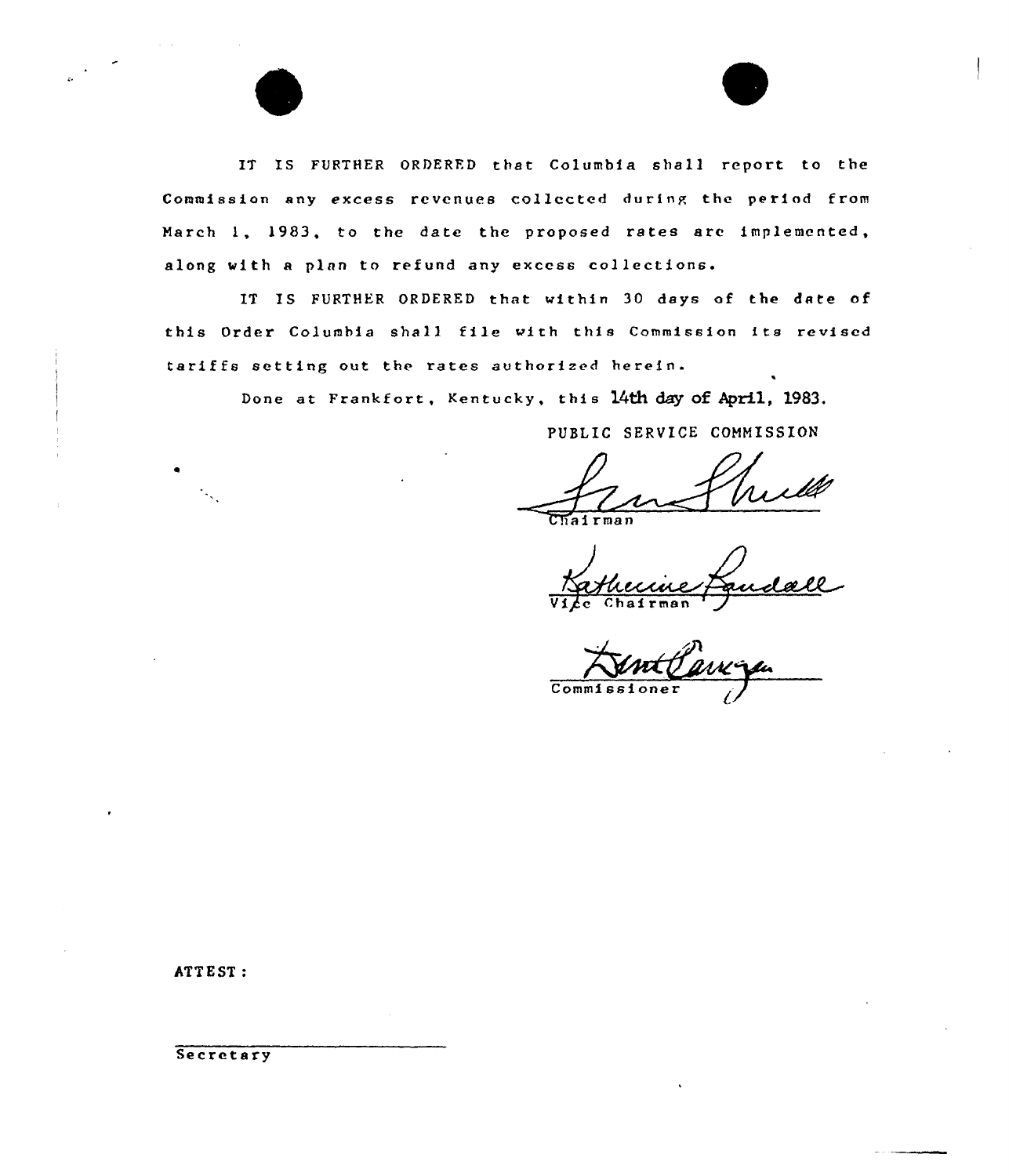IT IS FURTHER ORDERED that Columbia shall report to the Commission any excess revenues collected during the period from March 1, 1983, to the date the proposed rates are implemented, along with a plan to refund any excess collections.

IT IS FURTHER ORDERED that within 30 days of the date of this Order Columbia shall file with this Commission its revised tariffs setting out the rates authorized herein.

Done at Frankfort, Kentucky, this 14th day of April, 1983.

PUBLIC SERVICE COMMISSION

Chairman

Vice Chairman

Commissioner

ATTEST:

Secretary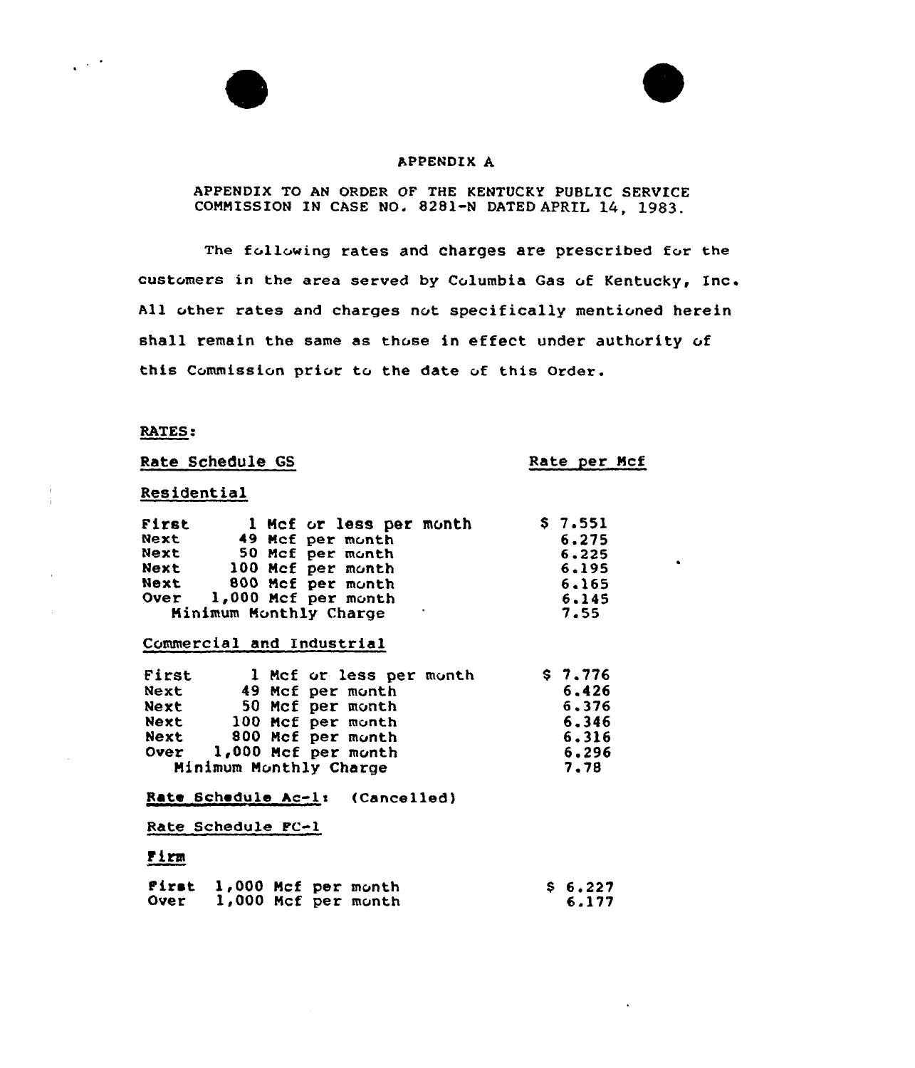# APPENDIX A

APPENDIX TO AN ORDER OF THE KENTUCKY PUBLIC SERVICE COMMISSION IN CASE NO. 8281-N DATED APRIL 14, 1983.

The following rates and charges are prescribed for the customers in the area served by Columbia Gas of Kentucky, Inc. All other rates and charges not specifically mentioned herein shall remain the same as those in effect under authority of this Commission prior to the date of this Order.

RATES:

| Rate Schedule GS | Rate per Mcf |
|---|---|
| **Residential** | |
| First 1 Mcf or less per month | $ 7.551 |
| Next 49 Mcf per month | 6.275 |
| Next 50 Mcf per month | 6.225 |
| Next 100 Mcf per month | 6.195 |
| Next 800 Mcf per month | 6.165 |
| Over 1,000 Mcf per month | 6.145 |
| Minimum Monthly Charge | 7.55 |
| **Commercial and Industrial** | |
| First 1 Mcf or less per month | $ 7.776 |
| Next 49 Mcf per month | 6.426 |
| Next 50 Mcf per month | 6.376 |
| Next 100 Mcf per month | 6.346 |
| Next 800 Mcf per month | 6.316 |
| Over 1,000 Mcf per month | 6.296 |
| Minimum Monthly Charge | 7.78 |

Rate Schedule Ac-1: (Cancelled)

Rate Schedule FC-1

**Firm**

| | |
|---|---|
| First 1,000 Mcf per month | $ 6.227 |
| Over 1,000 Mcf per month | 6.177 |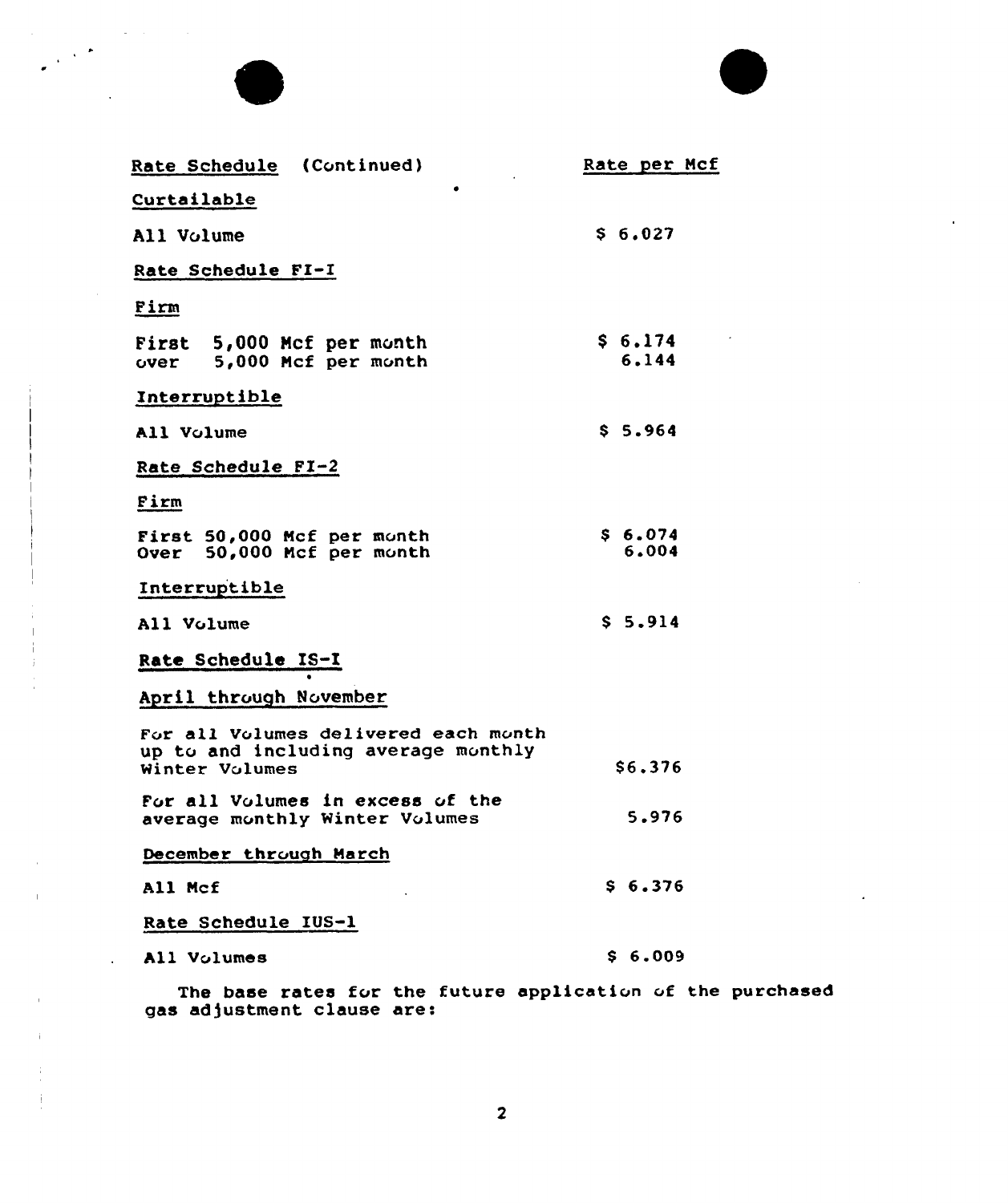| Rate Schedule (Continued) | Rate per Mcf |
|---|---|
| Curtailable | |
| All Volume | $ 6.027 |
| Rate Schedule FI-I | |
| Firm | |
| First 5,000 Mcf per month | $ 6.174 |
| over 5,000 Mcf per month | 6.144 |
| Interruptible | |
| All Volume | $ 5.964 |
| Rate Schedule FI-2 | |
| Firm | |
| First 50,000 Mcf per month | $ 6.074 |
| Over 50,000 Mcf per month | 6.004 |
| Interruptible | |
| All Volume | $ 5.914 |
| Rate Schedule IS-I | |
| April through November | |
| For all Volumes delivered each month up to and including average monthly Winter Volumes | $6.376 |
| For all Volumes in excess of the average monthly Winter Volumes | 5.976 |
| December through March | |
| All Mcf | $ 6.376 |
| Rate Schedule IUS-1 | |
| All Volumes | $ 6.009 |

The base rates for the future application of the purchased gas adjustment clause are: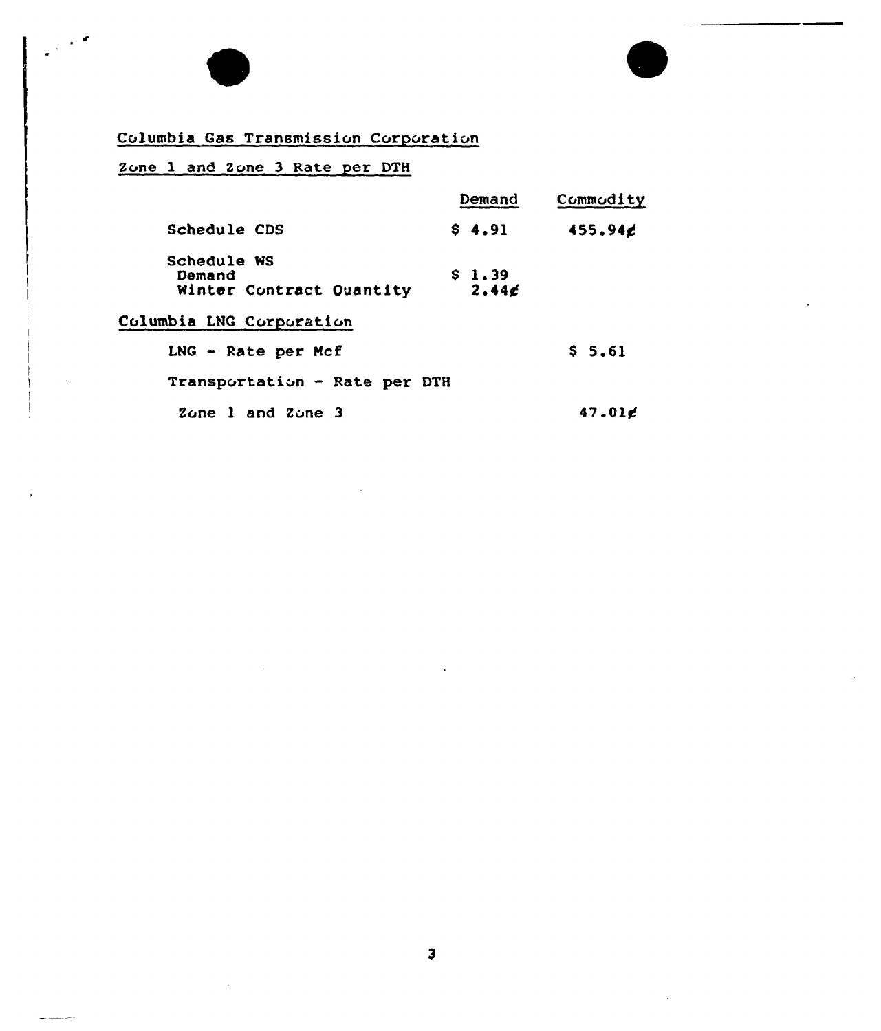Columbia Gas Transmission Corporation

Zone 1 and Zone 3 Rate per DTH

| | Demand | Commodity |
|---|---|---|
| Schedule CDS | $ 4.91 | 455.94¢ |
| Schedule WS | | |
| Demand | $ 1.39 | |
| Winter Contract Quantity | 2.44¢ | |

Columbia LNG Corporation

| | | |
|---|---|---|
| LNG - Rate per Mcf | | $ 5.61 |
| Transportation - Rate per DTH | | |
| Zone 1 and Zone 3 | | 47.01¢ |